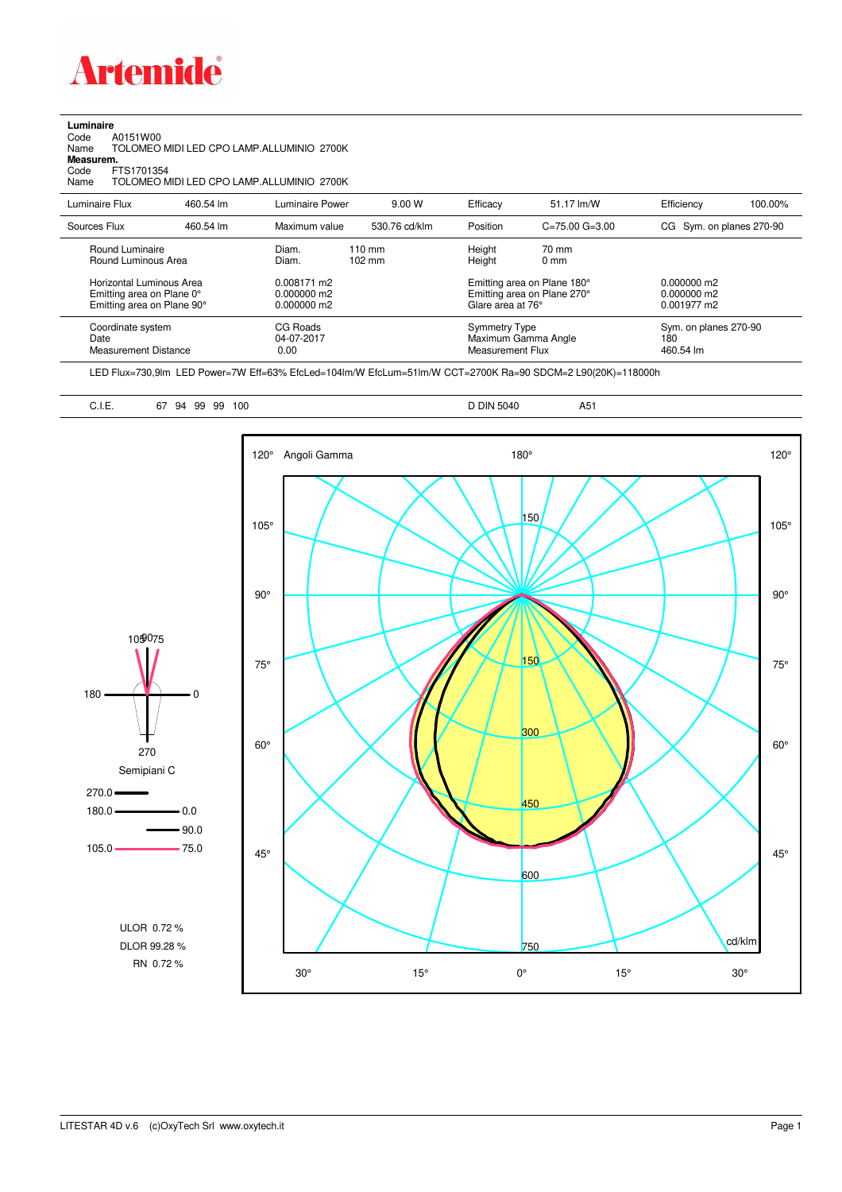# Artemide

**Luminaire**

Code A0151W00

Name TOLOMEO MIDI LED CPO LAMP.ALLUMINIO 2700K

**Measurem.**

Code FTS1701354

Name TOLOMEO MIDI LED CPO LAMP.ALLUMINIO 2700K

| Luminaire Flux | 460.54 lm | Luminaire Power | 9.00 W | Efficacy | 51.17 lm/W | Efficiency | 100.00% |
|---|---|---|---|---|---|---|---|
| Sources Flux | 460.54 lm | Maximum value | 530.76 cd/klm | Position | C=75.00 G=3.00 | CG Sym. on planes 270-90 | |

| | | | |
|---|---|---|---|
| Round Luminaire | Diam. 110 mm | Height 70 mm | |
| Round Luminous Area | Diam. 102 mm | Height 0 mm | |
| Horizontal Luminous Area | 0.008171 m2 | Emitting area on Plane 180° | 0.000000 m2 |
| Emitting area on Plane 0° | 0.000000 m2 | Emitting area on Plane 270° | 0.000000 m2 |
| Emitting area on Plane 90° | 0.000000 m2 | Glare area at 76° | 0.001977 m2 |
| Coordinate system | CG Roads | Symmetry Type | Sym. on planes 270-90 |
| Date | 04-07-2017 | Maximum Gamma Angle | 180 |
| Measurement Distance | 0.00 | Measurement Flux | 460.54 lm |

LED Flux=730,9lm LED Power=7W Eff=63% EfcLed=104lm/W EfcLum=51lm/W CCT=2700K Ra=90 SDCM=2 L90(20K)=118000h

C.I.E. 67 94 99 99 100 D DIN 5040 A51

Semipiani C

270.0

180.0 — 0.0

90.0

105.0 — 75.0

ULOR 0.72 %

DLOR 99.28 %

RN 0.72 %

Angoli Gamma

cd/klm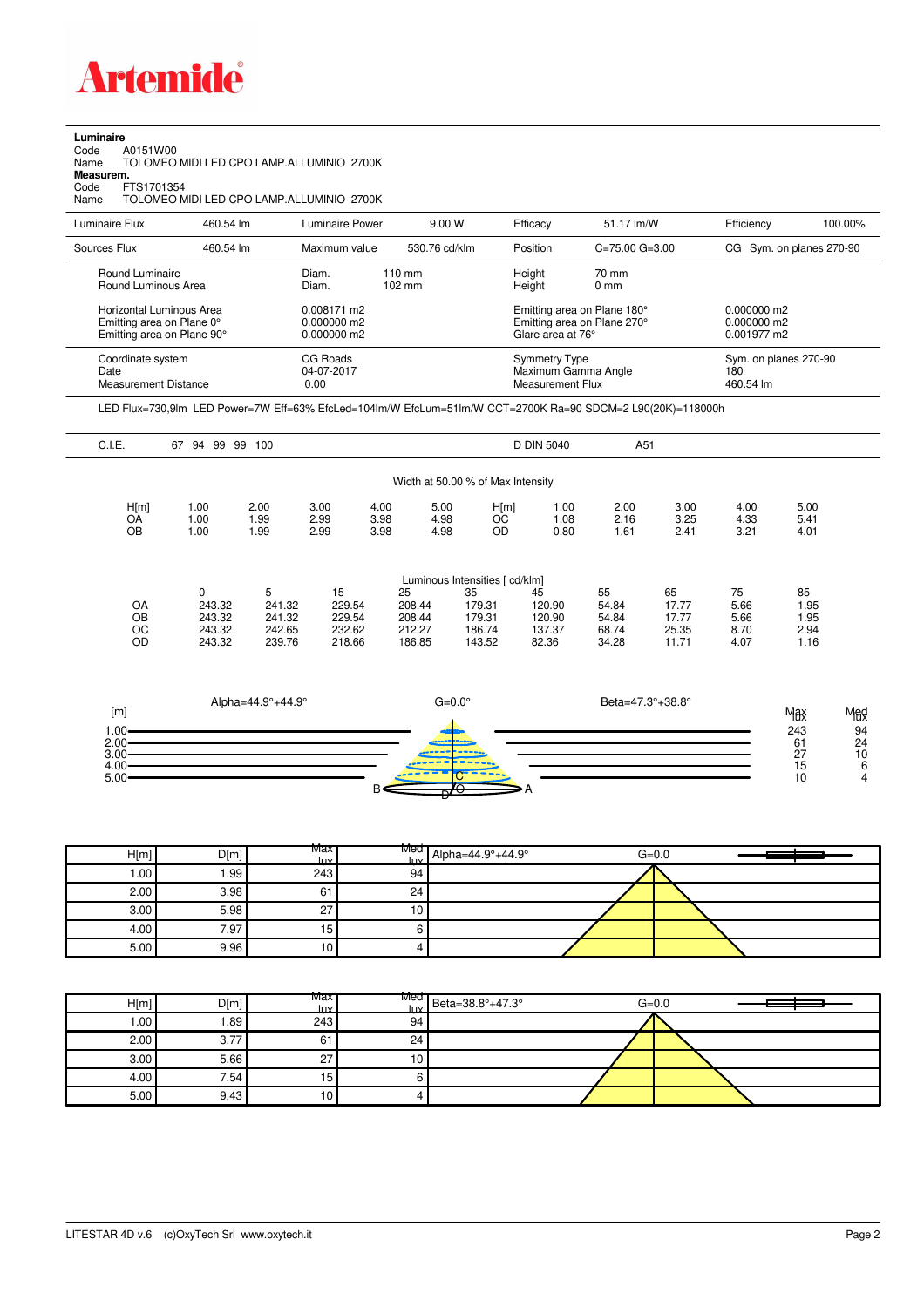**Artemide**

**Luminaire**
Code A0151W00
Name TOLOMEO MIDI LED CPO LAMP.ALLUMINIO 2700K
**Measurem.**
Code FTS1701354
Name TOLOMEO MIDI LED CPO LAMP.ALLUMINIO 2700K

| | | | | | | | |
|---|---|---|---|---|---|---|---|
| Luminaire Flux | 460.54 lm | Luminaire Power | 9.00 W | Efficacy | 51.17 lm/W | Efficiency | 100.00% |
| Sources Flux | 460.54 lm | Maximum value | 530.76 cd/klm | Position | C=75.00 G=3.00 | CG | Sym. on planes 270-90 |

| | | | |
|---|---|---|---|
| Round Luminaire | Diam. 110 mm | Height | 70 mm |
| Round Luminous Area | Diam. 102 mm | Height | 0 mm |
| Horizontal Luminous Area | 0.008171 m2 | Emitting area on Plane 180° | 0.000000 m2 |
| Emitting area on Plane 0° | 0.000000 m2 | Emitting area on Plane 270° | 0.000000 m2 |
| Emitting area on Plane 90° | 0.000000 m2 | Glare area at 76° | 0.001977 m2 |
| Coordinate system | CG Roads | Symmetry Type | Sym. on planes 270-90 |
| Date | 04-07-2017 | Maximum Gamma Angle | 180 |
| Measurement Distance | 0.00 | Measurement Flux | 460.54 lm |

LED Flux=730,9lm LED Power=7W Eff=63% EfcLed=104lm/W EfcLum=51lm/W CCT=2700K Ra=90 SDCM=2 L90(20K)=118000h

C.I.E. 67 94 99 99 100 D DIN 5040 A51

Width at 50.00 % of Max Intensity

| H[m] | 1.00 | 2.00 | 3.00 | 4.00 | 5.00 | H[m] | 1.00 | 2.00 | 3.00 | 4.00 | 5.00 |
|---|---|---|---|---|---|---|---|---|---|---|---|
| OA | 1.00 | 1.99 | 2.99 | 3.98 | 4.98 | OC | 1.08 | 2.16 | 3.25 | 4.33 | 5.41 |
| OB | 1.00 | 1.99 | 2.99 | 3.98 | 4.98 | OD | 0.80 | 1.61 | 2.41 | 3.21 | 4.01 |

Luminous Intensities [ cd/klm]

| | 0 | 5 | 15 | 25 | 35 | 45 | 55 | 65 | 75 | 85 |
|---|---|---|---|---|---|---|---|---|---|---|
| OA | 243.32 | 241.32 | 229.54 | 208.44 | 179.31 | 120.90 | 54.84 | 17.77 | 5.66 | 1.95 |
| OB | 243.32 | 241.32 | 229.54 | 208.44 | 179.31 | 120.90 | 54.84 | 17.77 | 5.66 | 1.95 |
| OC | 243.32 | 242.65 | 232.62 | 212.27 | 186.74 | 137.37 | 68.74 | 25.35 | 8.70 | 2.94 |
| OD | 243.32 | 239.76 | 218.66 | 186.85 | 143.52 | 82.36 | 34.28 | 11.71 | 4.07 | 1.16 |

[m]
Alpha=44.9°+44.9°
G=0.0°
Beta=47.3°+38.8°
Max lux
Med lux
1.00 243 94
2.00 61 24
3.00 27 10
4.00 15 6
5.00 10 4
B C D O A

| H[m] | D[m] | Max lux | Med lux | Alpha=44.9°+44.9° G=0.0 |
|---|---|---|---|---|
| 1.00 | 1.99 | 243 | 94 | |
| 2.00 | 3.98 | 61 | 24 | |
| 3.00 | 5.98 | 27 | 10 | |
| 4.00 | 7.97 | 15 | 6 | |
| 5.00 | 9.96 | 10 | 4 | |

| H[m] | D[m] | Max lux | Med lux | Beta=38.8°+47.3° G=0.0 |
|---|---|---|---|---|
| 1.00 | 1.89 | 243 | 94 | |
| 2.00 | 3.77 | 61 | 24 | |
| 3.00 | 5.66 | 27 | 10 | |
| 4.00 | 7.54 | 15 | 6 | |
| 5.00 | 9.43 | 10 | 4 | |

LITESTAR 4D v.6 (c)OxyTech Srl www.oxytech.it